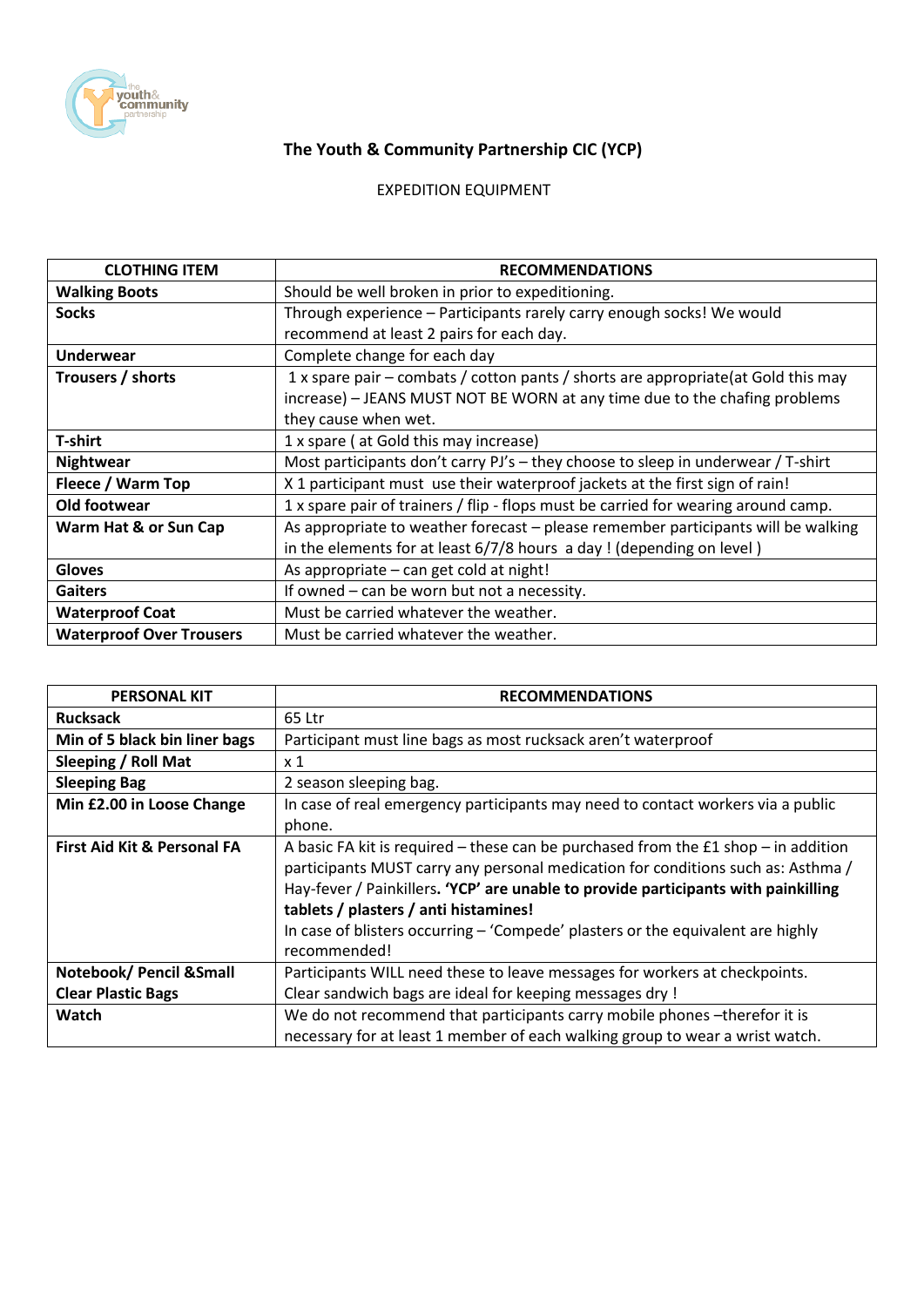# The Youth & Community Partnership CIC (YCP)

EXPEDITION EQUIPMENT

| CLOTHING ITEM | RECOMMENDATIONS |
|---|---|
| **Walking Boots** | Should be well broken in prior to expeditioning. |
| **Socks** | Through experience – Participants rarely carry enough socks! We would recommend at least 2 pairs for each day. |
| **Underwear** | Complete change for each day |
| **Trousers / shorts** | 1 x spare pair – combats / cotton pants / shorts are appropriate(at Gold this may increase) – JEANS MUST NOT BE WORN at any time due to the chafing problems they cause when wet. |
| **T-shirt** | 1 x spare ( at Gold this may increase) |
| **Nightwear** | Most participants don't carry PJ's – they choose to sleep in underwear / T-shirt |
| **Fleece / Warm Top** | X 1 participant must use their waterproof jackets at the first sign of rain! |
| **Old footwear** | 1 x spare pair of trainers / flip - flops must be carried for wearing around camp. |
| **Warm Hat & or Sun Cap** | As appropriate to weather forecast – please remember participants will be walking in the elements for at least 6/7/8 hours a day ! (depending on level ) |
| **Gloves** | As appropriate – can get cold at night! |
| **Gaiters** | If owned – can be worn but not a necessity. |
| **Waterproof Coat** | Must be carried whatever the weather. |
| **Waterproof Over Trousers** | Must be carried whatever the weather. |

| PERSONAL KIT | RECOMMENDATIONS |
|---|---|
| **Rucksack** | 65 Ltr |
| **Min of 5 black bin liner bags** | Participant must line bags as most rucksack aren't waterproof |
| **Sleeping / Roll Mat** | x 1 |
| **Sleeping Bag** | 2 season sleeping bag. |
| **Min £2.00 in Loose Change** | In case of real emergency participants may need to contact workers via a public phone. |
| **First Aid Kit & Personal FA** | A basic FA kit is required – these can be purchased from the £1 shop – in addition participants MUST carry any personal medication for conditions such as: Asthma / Hay-fever / Painkillers. **'YCP' are unable to provide participants with painkilling tablets / plasters / anti histamines!** In case of blisters occurring – 'Compede' plasters or the equivalent are highly recommended! |
| **Notebook/ Pencil &Small Clear Plastic Bags** | Participants WILL need these to leave messages for workers at checkpoints. Clear sandwich bags are ideal for keeping messages dry ! |
| **Watch** | We do not recommend that participants carry mobile phones –therefor it is necessary for at least 1 member of each walking group to wear a wrist watch. |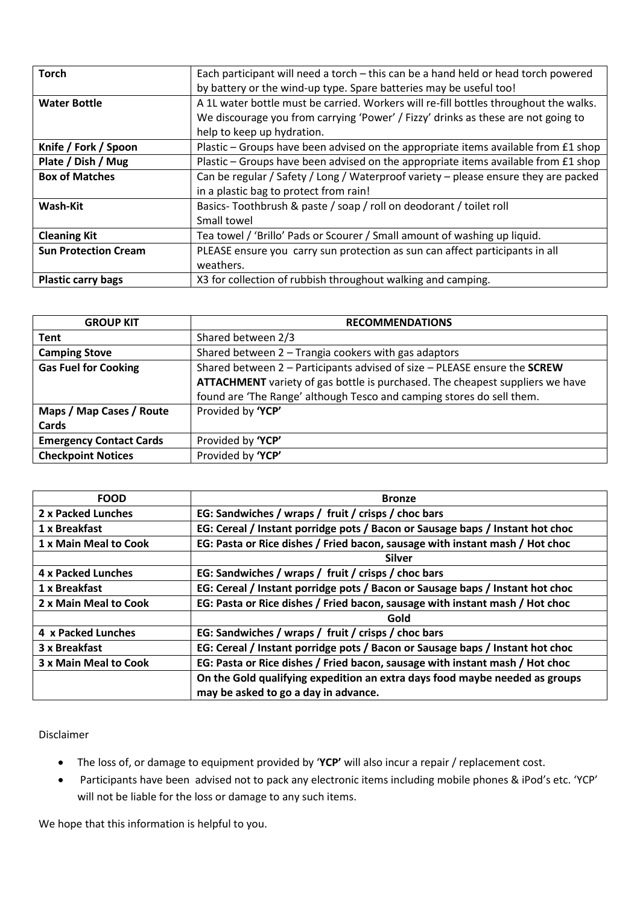| | |
|---|---|
| **Torch** | Each participant will need a torch – this can be a hand held or head torch powered by battery or the wind-up type. Spare batteries may be useful too! |
| **Water Bottle** | A 1L water bottle must be carried. Workers will re-fill bottles throughout the walks. We discourage you from carrying 'Power' / Fizzy' drinks as these are not going to help to keep up hydration. |
| **Knife / Fork / Spoon** | Plastic – Groups have been advised on the appropriate items available from £1 shop |
| **Plate / Dish / Mug** | Plastic – Groups have been advised on the appropriate items available from £1 shop |
| **Box of Matches** | Can be regular / Safety / Long / Waterproof variety – please ensure they are packed in a plastic bag to protect from rain! |
| **Wash-Kit** | Basics- Toothbrush & paste / soap / roll on deodorant / toilet roll<br>Small towel |
| **Cleaning Kit** | Tea towel / 'Brillo' Pads or Scourer / Small amount of washing up liquid. |
| **Sun Protection Cream** | PLEASE ensure you carry sun protection as sun can affect participants in all weathers. |
| **Plastic carry bags** | X3 for collection of rubbish throughout walking and camping. |

| GROUP KIT | RECOMMENDATIONS |
|---|---|
| **Tent** | Shared between 2/3 |
| **Camping Stove** | Shared between 2 – Trangia cookers with gas adaptors |
| **Gas Fuel for Cooking** | Shared between 2 – Participants advised of size – PLEASE ensure the **SCREW ATTACHMENT** variety of gas bottle is purchased. The cheapest suppliers we have found are 'The Range' although Tesco and camping stores do sell them. |
| **Maps / Map Cases / Route Cards** | Provided by **'YCP'** |
| **Emergency Contact Cards** | Provided by **'YCP'** |
| **Checkpoint Notices** | Provided by **'YCP'** |

| FOOD | Bronze |
|---|---|
| **2 x Packed Lunches** | **EG: Sandwiches / wraps / fruit / crisps / choc bars** |
| **1 x Breakfast** | **EG: Cereal / Instant porridge pots / Bacon or Sausage baps / Instant hot choc** |
| **1 x Main Meal to Cook** | **EG: Pasta or Rice dishes / Fried bacon, sausage with instant mash / Hot choc** |
| | **Silver** |
| **4 x Packed Lunches** | **EG: Sandwiches / wraps / fruit / crisps / choc bars** |
| **1 x Breakfast** | **EG: Cereal / Instant porridge pots / Bacon or Sausage baps / Instant hot choc** |
| **2 x Main Meal to Cook** | **EG: Pasta or Rice dishes / Fried bacon, sausage with instant mash / Hot choc** |
| | **Gold** |
| **4 x Packed Lunches** | **EG: Sandwiches / wraps / fruit / crisps / choc bars** |
| **3 x Breakfast** | **EG: Cereal / Instant porridge pots / Bacon or Sausage baps / Instant hot choc** |
| **3 x Main Meal to Cook** | **EG: Pasta or Rice dishes / Fried bacon, sausage with instant mash / Hot choc** |
| | **On the Gold qualifying expedition an extra days food maybe needed as groups may be asked to go a day in advance.** |

Disclaimer

- The loss of, or damage to equipment provided by '**YCP'** will also incur a repair / replacement cost.
- Participants have been advised not to pack any electronic items including mobile phones & iPod's etc. 'YCP' will not be liable for the loss or damage to any such items.

We hope that this information is helpful to you.